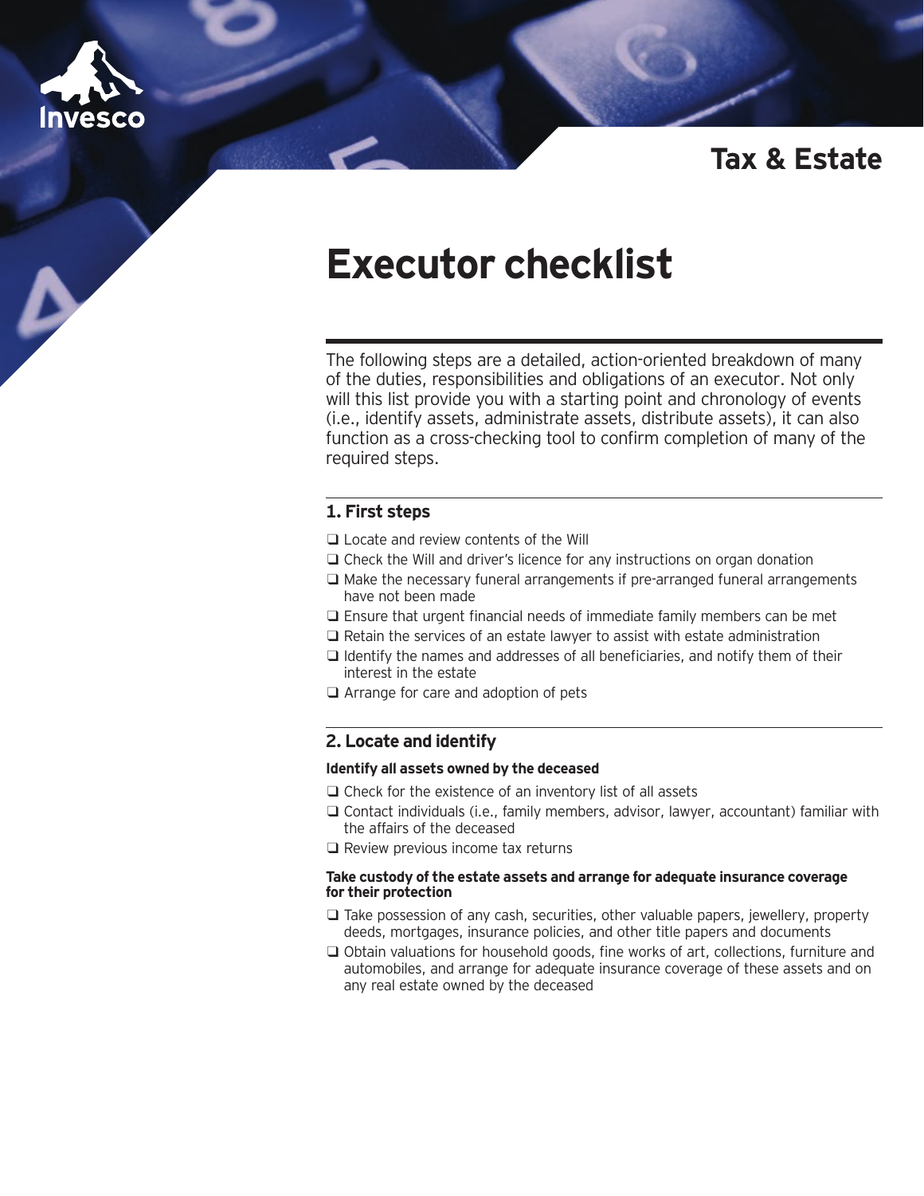Tax & Estate

# Executor checklist

The following steps are a detailed, action-oriented breakdown of many of the duties, responsibilities and obligations of an executor. Not only will this list provide you with a starting point and chronology of events (i.e., identify assets, administrate assets, distribute assets), it can also function as a cross-checking tool to confirm completion of many of the required steps.

## 1. First steps

- ❑ Locate and review contents of the Will
- ❑ Check the Will and driver's licence for any instructions on organ donation
- ❑ Make the necessary funeral arrangements if pre-arranged funeral arrangements have not been made
- ❑ Ensure that urgent financial needs of immediate family members can be met
- ❑ Retain the services of an estate lawyer to assist with estate administration
- ❑ Identify the names and addresses of all beneficiaries, and notify them of their interest in the estate
- ❑ Arrange for care and adoption of pets

## 2. Locate and identify

**Identify all assets owned by the deceased**

- ❑ Check for the existence of an inventory list of all assets
- ❑ Contact individuals (i.e., family members, advisor, lawyer, accountant) familiar with the affairs of the deceased
- ❑ Review previous income tax returns

**Take custody of the estate assets and arrange for adequate insurance coverage for their protection**

- ❑ Take possession of any cash, securities, other valuable papers, jewellery, property deeds, mortgages, insurance policies, and other title papers and documents
- ❑ Obtain valuations for household goods, fine works of art, collections, furniture and automobiles, and arrange for adequate insurance coverage of these assets and on any real estate owned by the deceased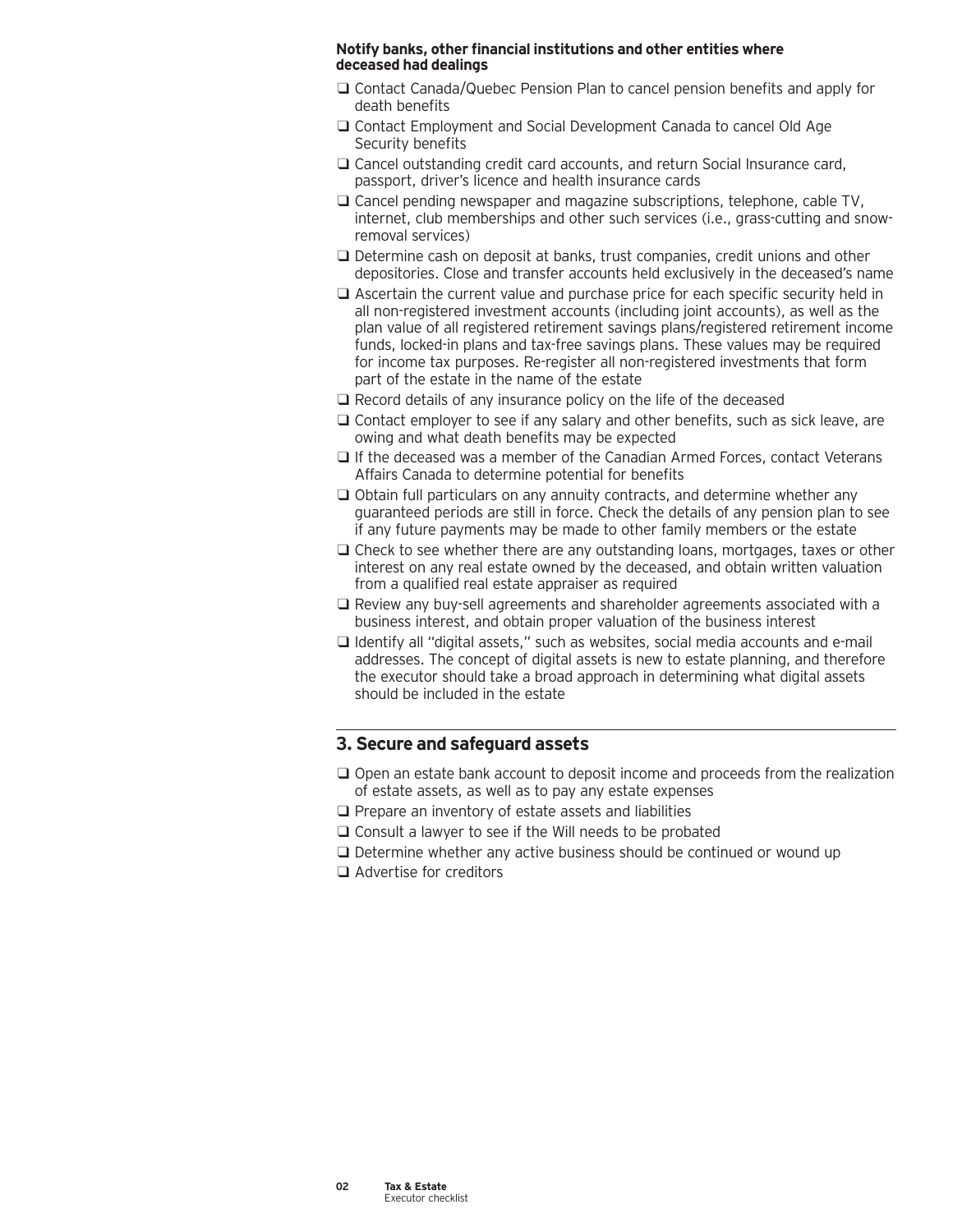**Notify banks, other financial institutions and other entities where deceased had dealings**

- ❑ Contact Canada/Quebec Pension Plan to cancel pension benefits and apply for death benefits
- ❑ Contact Employment and Social Development Canada to cancel Old Age Security benefits
- ❑ Cancel outstanding credit card accounts, and return Social Insurance card, passport, driver's licence and health insurance cards
- ❑ Cancel pending newspaper and magazine subscriptions, telephone, cable TV, internet, club memberships and other such services (i.e., grass-cutting and snow-removal services)
- ❑ Determine cash on deposit at banks, trust companies, credit unions and other depositories. Close and transfer accounts held exclusively in the deceased's name
- ❑ Ascertain the current value and purchase price for each specific security held in all non-registered investment accounts (including joint accounts), as well as the plan value of all registered retirement savings plans/registered retirement income funds, locked-in plans and tax-free savings plans. These values may be required for income tax purposes. Re-register all non-registered investments that form part of the estate in the name of the estate
- ❑ Record details of any insurance policy on the life of the deceased
- ❑ Contact employer to see if any salary and other benefits, such as sick leave, are owing and what death benefits may be expected
- ❑ If the deceased was a member of the Canadian Armed Forces, contact Veterans Affairs Canada to determine potential for benefits
- ❑ Obtain full particulars on any annuity contracts, and determine whether any guaranteed periods are still in force. Check the details of any pension plan to see if any future payments may be made to other family members or the estate
- ❑ Check to see whether there are any outstanding loans, mortgages, taxes or other interest on any real estate owned by the deceased, and obtain written valuation from a qualified real estate appraiser as required
- ❑ Review any buy-sell agreements and shareholder agreements associated with a business interest, and obtain proper valuation of the business interest
- ❑ Identify all "digital assets," such as websites, social media accounts and e-mail addresses. The concept of digital assets is new to estate planning, and therefore the executor should take a broad approach in determining what digital assets should be included in the estate

## 3. Secure and safeguard assets

- ❑ Open an estate bank account to deposit income and proceeds from the realization of estate assets, as well as to pay any estate expenses
- ❑ Prepare an inventory of estate assets and liabilities
- ❑ Consult a lawyer to see if the Will needs to be probated
- ❑ Determine whether any active business should be continued or wound up
- ❑ Advertise for creditors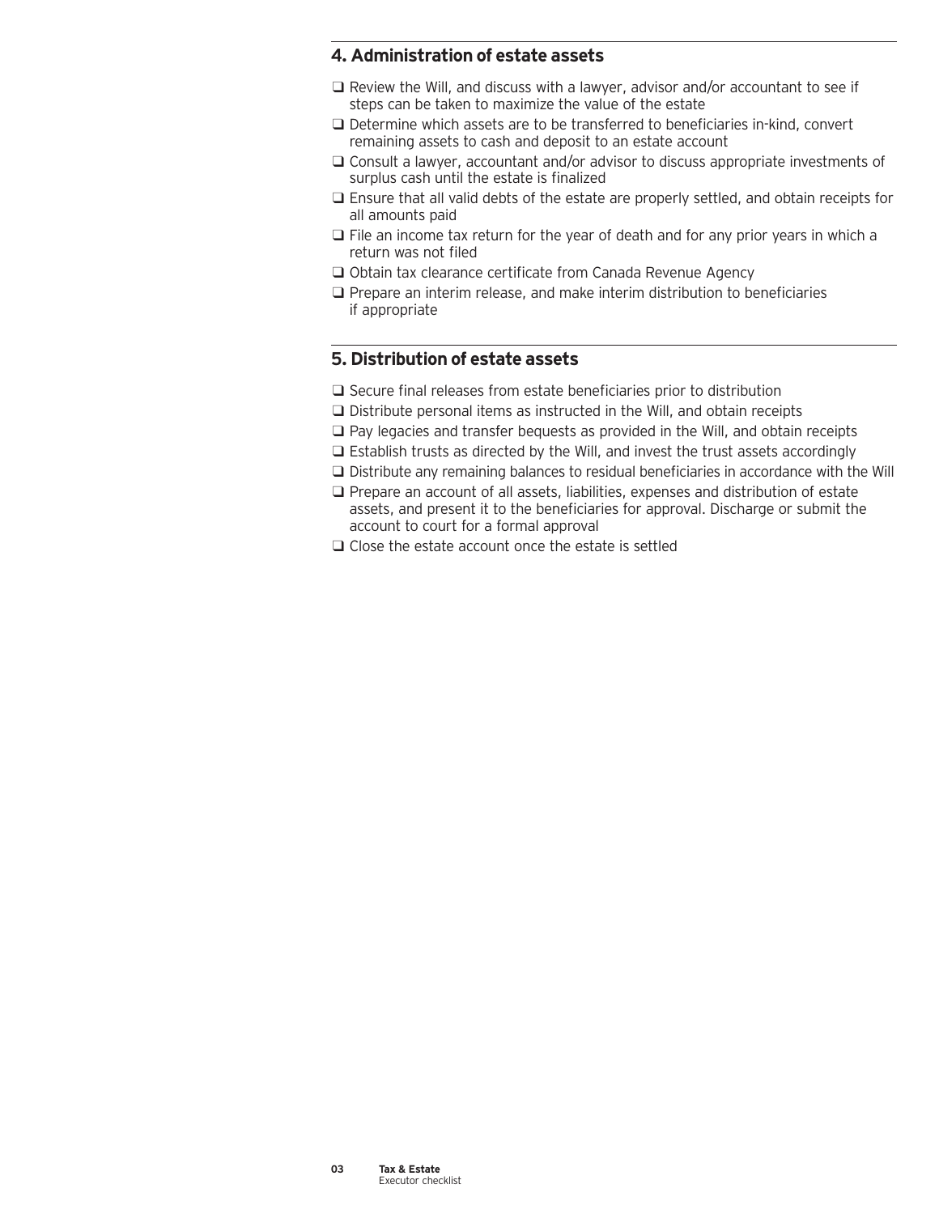## 4. Administration of estate assets

- ❑ Review the Will, and discuss with a lawyer, advisor and/or accountant to see if steps can be taken to maximize the value of the estate
- ❑ Determine which assets are to be transferred to beneficiaries in-kind, convert remaining assets to cash and deposit to an estate account
- ❑ Consult a lawyer, accountant and/or advisor to discuss appropriate investments of surplus cash until the estate is finalized
- ❑ Ensure that all valid debts of the estate are properly settled, and obtain receipts for all amounts paid
- ❑ File an income tax return for the year of death and for any prior years in which a return was not filed
- ❑ Obtain tax clearance certificate from Canada Revenue Agency
- ❑ Prepare an interim release, and make interim distribution to beneficiaries if appropriate

## 5. Distribution of estate assets

- ❑ Secure final releases from estate beneficiaries prior to distribution
- ❑ Distribute personal items as instructed in the Will, and obtain receipts
- ❑ Pay legacies and transfer bequests as provided in the Will, and obtain receipts
- ❑ Establish trusts as directed by the Will, and invest the trust assets accordingly
- ❑ Distribute any remaining balances to residual beneficiaries in accordance with the Will
- ❑ Prepare an account of all assets, liabilities, expenses and distribution of estate assets, and present it to the beneficiaries for approval. Discharge or submit the account to court for a formal approval
- ❑ Close the estate account once the estate is settled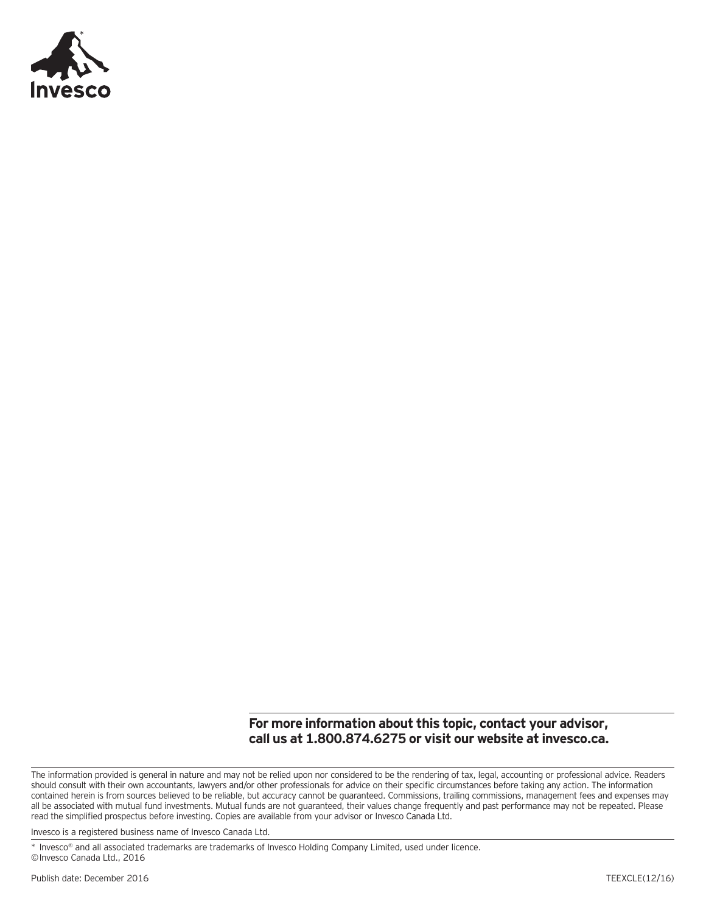**For more information about this topic, contact your advisor, call us at 1.800.874.6275 or visit our website at invesco.ca.**

The information provided is general in nature and may not be relied upon nor considered to be the rendering of tax, legal, accounting or professional advice. Readers should consult with their own accountants, lawyers and/or other professionals for advice on their specific circumstances before taking any action. The information contained herein is from sources believed to be reliable, but accuracy cannot be guaranteed. Commissions, trailing commissions, management fees and expenses may all be associated with mutual fund investments. Mutual funds are not guaranteed, their values change frequently and past performance may not be repeated. Please read the simplified prospectus before investing. Copies are available from your advisor or Invesco Canada Ltd.

Invesco is a registered business name of Invesco Canada Ltd.

* Invesco® and all associated trademarks are trademarks of Invesco Holding Company Limited, used under licence.
© Invesco Canada Ltd., 2016

Publish date: December 2016

TEEXCLE(12/16)